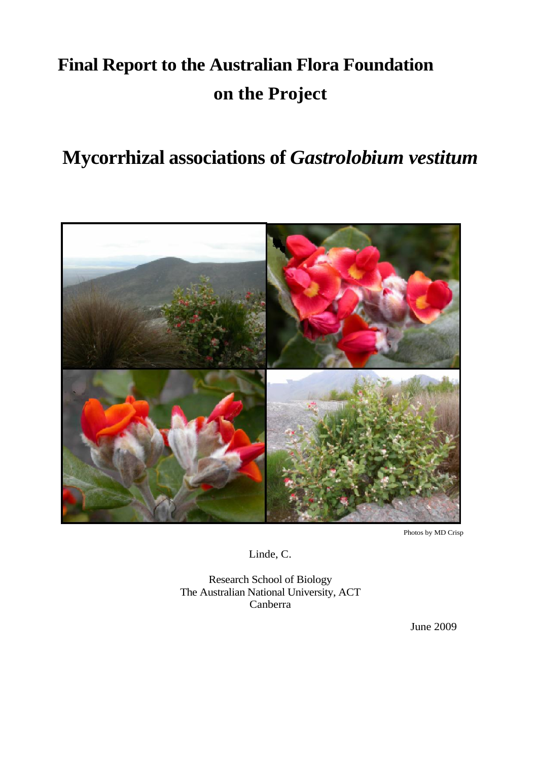# Final Report to the Australian Flora Foundation on the Project

# Mycorrhizal associations of *Gastrolobium vestitum*

Photos by MD Crisp

Linde, C.

Research School of Biology
The Australian National University, ACT
Canberra

June 2009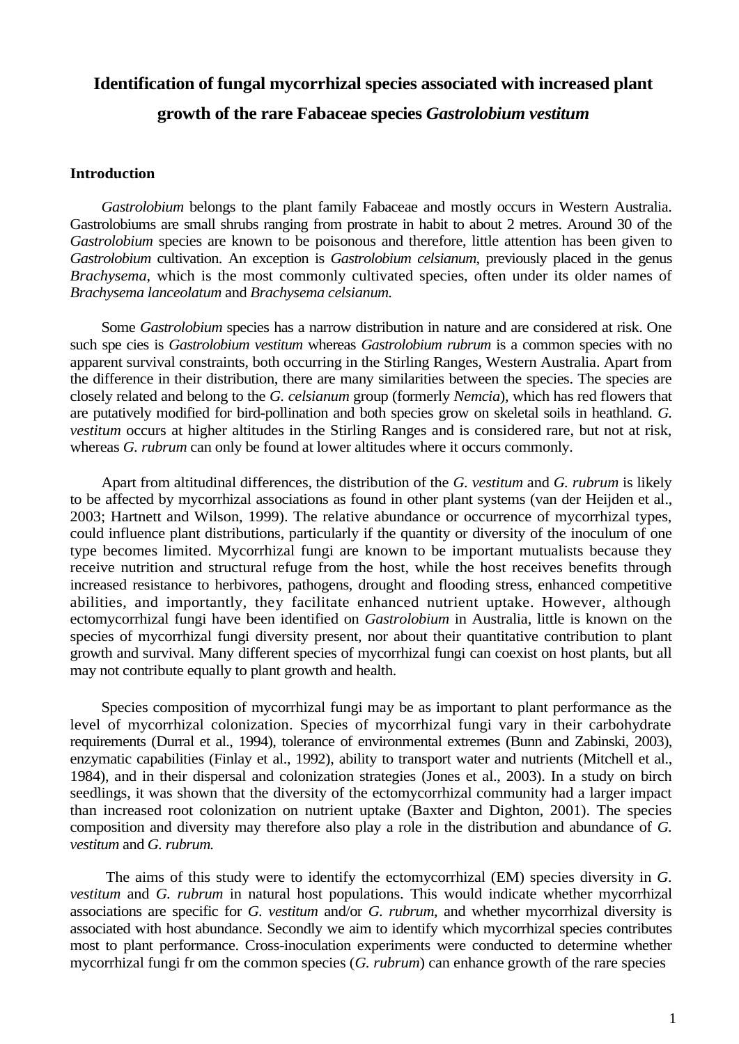# Identification of fungal mycorrhizal species associated with increased plant growth of the rare Fabaceae species *Gastrolobium vestitum*

## Introduction

*Gastrolobium* belongs to the plant family Fabaceae and mostly occurs in Western Australia. Gastrolobiums are small shrubs ranging from prostrate in habit to about 2 metres. Around 30 of the *Gastrolobium* species are known to be poisonous and therefore, little attention has been given to *Gastrolobium* cultivation. An exception is *Gastrolobium celsianum*, previously placed in the genus *Brachysema*, which is the most commonly cultivated species, often under its older names of *Brachysema lanceolatum* and *Brachysema celsianum.*

Some *Gastrolobium* species has a narrow distribution in nature and are considered at risk. One such spe cies is *Gastrolobium vestitum* whereas *Gastrolobium rubrum* is a common species with no apparent survival constraints, both occurring in the Stirling Ranges, Western Australia. Apart from the difference in their distribution, there are many similarities between the species. The species are closely related and belong to the *G. celsianum* group (formerly *Nemcia*), which has red flowers that are putatively modified for bird-pollination and both species grow on skeletal soils in heathland. *G. vestitum* occurs at higher altitudes in the Stirling Ranges and is considered rare, but not at risk, whereas *G. rubrum* can only be found at lower altitudes where it occurs commonly.

Apart from altitudinal differences, the distribution of the *G. vestitum* and *G. rubrum* is likely to be affected by mycorrhizal associations as found in other plant systems (van der Heijden et al., 2003; Hartnett and Wilson, 1999). The relative abundance or occurrence of mycorrhizal types, could influence plant distributions, particularly if the quantity or diversity of the inoculum of one type becomes limited. Mycorrhizal fungi are known to be important mutualists because they receive nutrition and structural refuge from the host, while the host receives benefits through increased resistance to herbivores, pathogens, drought and flooding stress, enhanced competitive abilities, and importantly, they facilitate enhanced nutrient uptake. However, although ectomycorrhizal fungi have been identified on *Gastrolobium* in Australia, little is known on the species of mycorrhizal fungi diversity present, nor about their quantitative contribution to plant growth and survival. Many different species of mycorrhizal fungi can coexist on host plants, but all may not contribute equally to plant growth and health.

Species composition of mycorrhizal fungi may be as important to plant performance as the level of mycorrhizal colonization. Species of mycorrhizal fungi vary in their carbohydrate requirements (Durral et al., 1994), tolerance of environmental extremes (Bunn and Zabinski, 2003), enzymatic capabilities (Finlay et al., 1992), ability to transport water and nutrients (Mitchell et al., 1984), and in their dispersal and colonization strategies (Jones et al., 2003). In a study on birch seedlings, it was shown that the diversity of the ectomycorrhizal community had a larger impact than increased root colonization on nutrient uptake (Baxter and Dighton, 2001). The species composition and diversity may therefore also play a role in the distribution and abundance of *G. vestitum* and *G. rubrum.*

The aims of this study were to identify the ectomycorrhizal (EM) species diversity in *G. vestitum* and *G. rubrum* in natural host populations. This would indicate whether mycorrhizal associations are specific for *G. vestitum* and/or *G. rubrum*, and whether mycorrhizal diversity is associated with host abundance. Secondly we aim to identify which mycorrhizal species contributes most to plant performance. Cross-inoculation experiments were conducted to determine whether mycorrhizal fungi fr om the common species (*G. rubrum*) can enhance growth of the rare species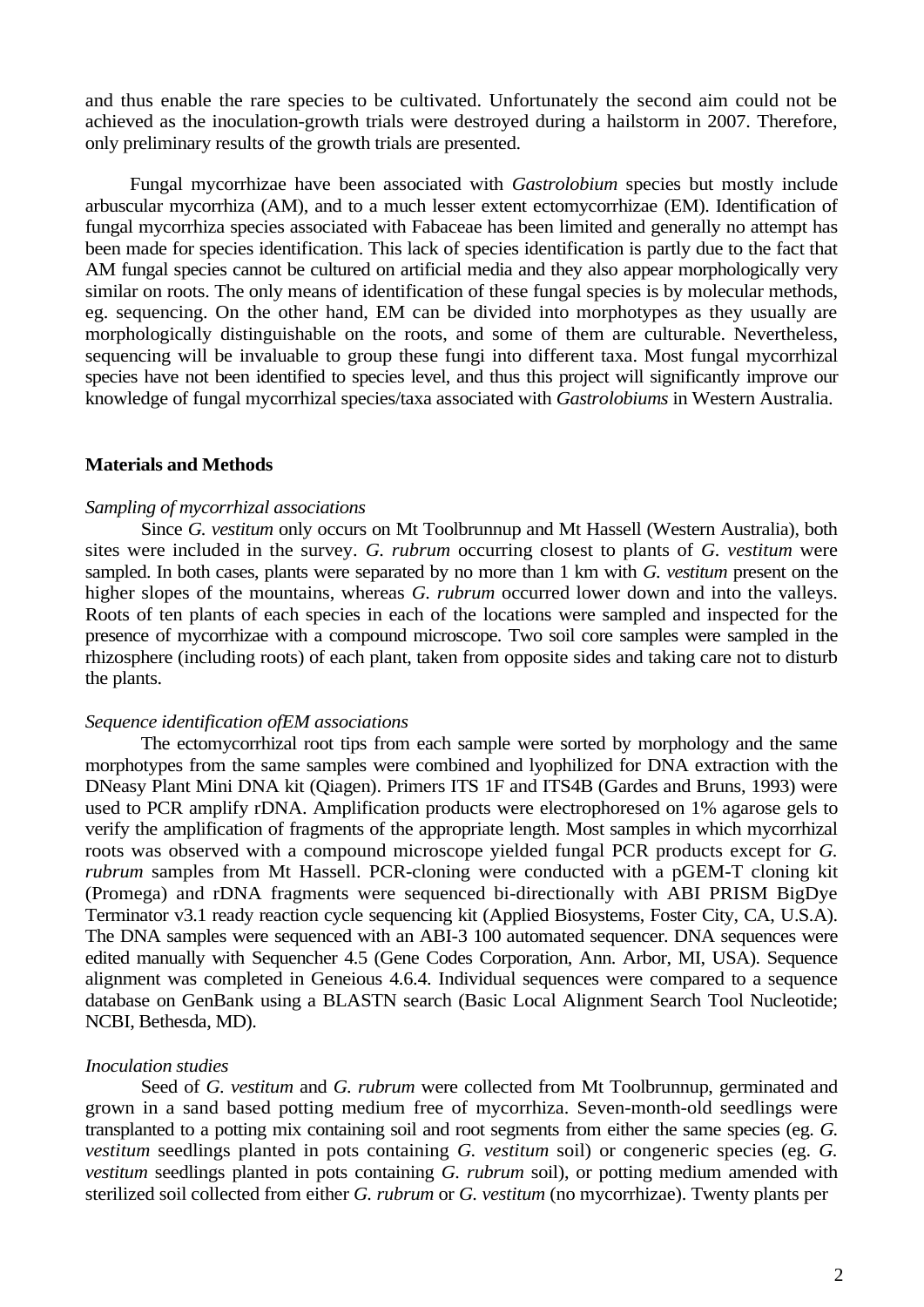and thus enable the rare species to be cultivated. Unfortunately the second aim could not be achieved as the inoculation-growth trials were destroyed during a hailstorm in 2007. Therefore, only preliminary results of the growth trials are presented.

Fungal mycorrhizae have been associated with *Gastrolobium* species but mostly include arbuscular mycorrhiza (AM), and to a much lesser extent ectomycorrhizae (EM). Identification of fungal mycorrhiza species associated with Fabaceae has been limited and generally no attempt has been made for species identification. This lack of species identification is partly due to the fact that AM fungal species cannot be cultured on artificial media and they also appear morphologically very similar on roots. The only means of identification of these fungal species is by molecular methods, eg. sequencing. On the other hand, EM can be divided into morphotypes as they usually are morphologically distinguishable on the roots, and some of them are culturable. Nevertheless, sequencing will be invaluable to group these fungi into different taxa. Most fungal mycorrhizal species have not been identified to species level, and thus this project will significantly improve our knowledge of fungal mycorrhizal species/taxa associated with *Gastrolobiums* in Western Australia.

## Materials and Methods

*Sampling of mycorrhizal associations*

Since *G. vestitum* only occurs on Mt Toolbrunnup and Mt Hassell (Western Australia), both sites were included in the survey. *G. rubrum* occurring closest to plants of *G. vestitum* were sampled. In both cases, plants were separated by no more than 1 km with *G. vestitum* present on the higher slopes of the mountains, whereas *G. rubrum* occurred lower down and into the valleys. Roots of ten plants of each species in each of the locations were sampled and inspected for the presence of mycorrhizae with a compound microscope. Two soil core samples were sampled in the rhizosphere (including roots) of each plant, taken from opposite sides and taking care not to disturb the plants.

*Sequence identification ofEM associations*

The ectomycorrhizal root tips from each sample were sorted by morphology and the same morphotypes from the same samples were combined and lyophilized for DNA extraction with the DNeasy Plant Mini DNA kit (Qiagen). Primers ITS 1F and ITS4B (Gardes and Bruns, 1993) were used to PCR amplify rDNA. Amplification products were electrophoresed on 1% agarose gels to verify the amplification of fragments of the appropriate length. Most samples in which mycorrhizal roots was observed with a compound microscope yielded fungal PCR products except for *G. rubrum* samples from Mt Hassell. PCR-cloning were conducted with a pGEM-T cloning kit (Promega) and rDNA fragments were sequenced bi-directionally with ABI PRISM BigDye Terminator v3.1 ready reaction cycle sequencing kit (Applied Biosystems, Foster City, CA, U.S.A). The DNA samples were sequenced with an ABI-3 100 automated sequencer. DNA sequences were edited manually with Sequencher 4.5 (Gene Codes Corporation, Ann. Arbor, MI, USA). Sequence alignment was completed in Geneious 4.6.4. Individual sequences were compared to a sequence database on GenBank using a BLASTN search (Basic Local Alignment Search Tool Nucleotide; NCBI, Bethesda, MD).

*Inoculation studies*

Seed of *G. vestitum* and *G. rubrum* were collected from Mt Toolbrunnup, germinated and grown in a sand based potting medium free of mycorrhiza. Seven-month-old seedlings were transplanted to a potting mix containing soil and root segments from either the same species (eg. *G. vestitum* seedlings planted in pots containing *G. vestitum* soil) or congeneric species (eg. *G. vestitum* seedlings planted in pots containing *G. rubrum* soil), or potting medium amended with sterilized soil collected from either *G. rubrum* or *G. vestitum* (no mycorrhizae). Twenty plants per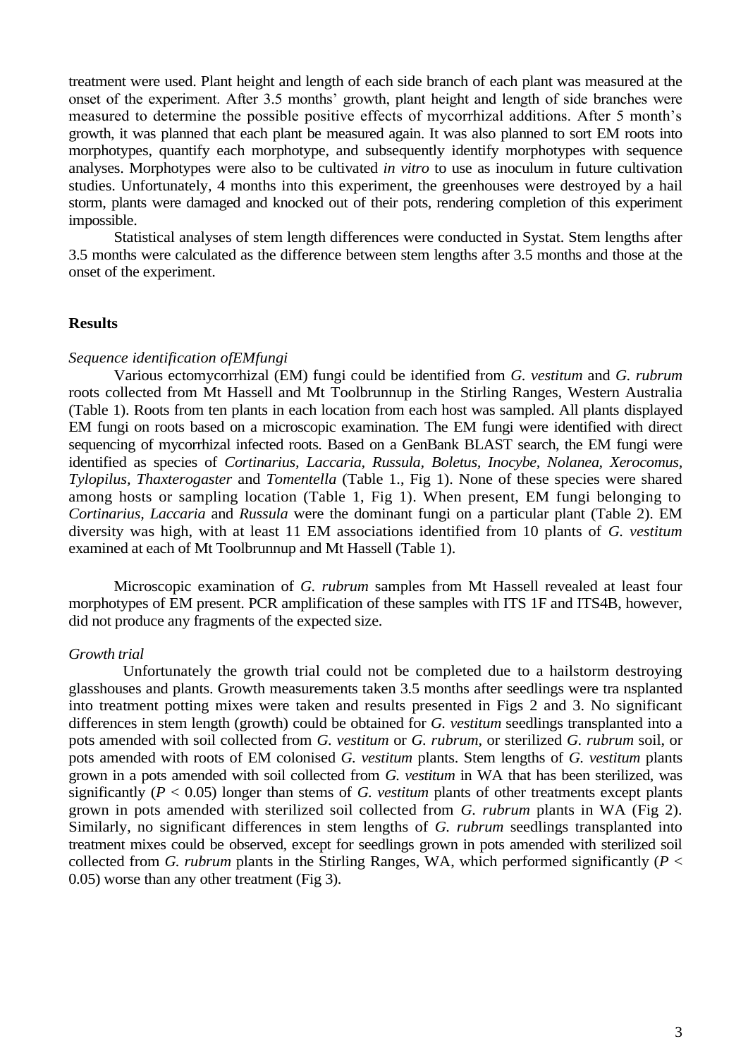treatment were used. Plant height and length of each side branch of each plant was measured at the onset of the experiment. After 3.5 months' growth, plant height and length of side branches were measured to determine the possible positive effects of mycorrhizal additions. After 5 month's growth, it was planned that each plant be measured again. It was also planned to sort EM roots into morphotypes, quantify each morphotype, and subsequently identify morphotypes with sequence analyses. Morphotypes were also to be cultivated *in vitro* to use as inoculum in future cultivation studies. Unfortunately, 4 months into this experiment, the greenhouses were destroyed by a hail storm, plants were damaged and knocked out of their pots, rendering completion of this experiment impossible.

Statistical analyses of stem length differences were conducted in Systat. Stem lengths after 3.5 months were calculated as the difference between stem lengths after 3.5 months and those at the onset of the experiment.

## Results

*Sequence identification ofEMfungi*

Various ectomycorrhizal (EM) fungi could be identified from *G. vestitum* and *G. rubrum* roots collected from Mt Hassell and Mt Toolbrunnup in the Stirling Ranges, Western Australia (Table 1). Roots from ten plants in each location from each host was sampled. All plants displayed EM fungi on roots based on a microscopic examination. The EM fungi were identified with direct sequencing of mycorrhizal infected roots. Based on a GenBank BLAST search, the EM fungi were identified as species of *Cortinarius, Laccaria, Russula, Boletus, Inocybe, Nolanea, Xerocomus, Tylopilus, Thaxterogaster* and *Tomentella* (Table 1., Fig 1). None of these species were shared among hosts or sampling location (Table 1, Fig 1). When present, EM fungi belonging to *Cortinarius, Laccaria* and *Russula* were the dominant fungi on a particular plant (Table 2). EM diversity was high, with at least 11 EM associations identified from 10 plants of *G. vestitum* examined at each of Mt Toolbrunnup and Mt Hassell (Table 1).

Microscopic examination of *G. rubrum* samples from Mt Hassell revealed at least four morphotypes of EM present. PCR amplification of these samples with ITS 1F and ITS4B, however, did not produce any fragments of the expected size.

*Growth trial*

Unfortunately the growth trial could not be completed due to a hailstorm destroying glasshouses and plants. Growth measurements taken 3.5 months after seedlings were tra nsplanted into treatment potting mixes were taken and results presented in Figs 2 and 3. No significant differences in stem length (growth) could be obtained for *G. vestitum* seedlings transplanted into a pots amended with soil collected from *G. vestitum* or *G. rubrum*, or sterilized *G. rubrum* soil, or pots amended with roots of EM colonised *G. vestitum* plants. Stem lengths of *G. vestitum* plants grown in a pots amended with soil collected from *G. vestitum* in WA that has been sterilized, was significantly ($P < 0.05$) longer than stems of *G. vestitum* plants of other treatments except plants grown in pots amended with sterilized soil collected from *G. rubrum* plants in WA (Fig 2). Similarly, no significant differences in stem lengths of *G. rubrum* seedlings transplanted into treatment mixes could be observed, except for seedlings grown in pots amended with sterilized soil collected from *G. rubrum* plants in the Stirling Ranges, WA, which performed significantly ($P <$ 0.05) worse than any other treatment (Fig 3).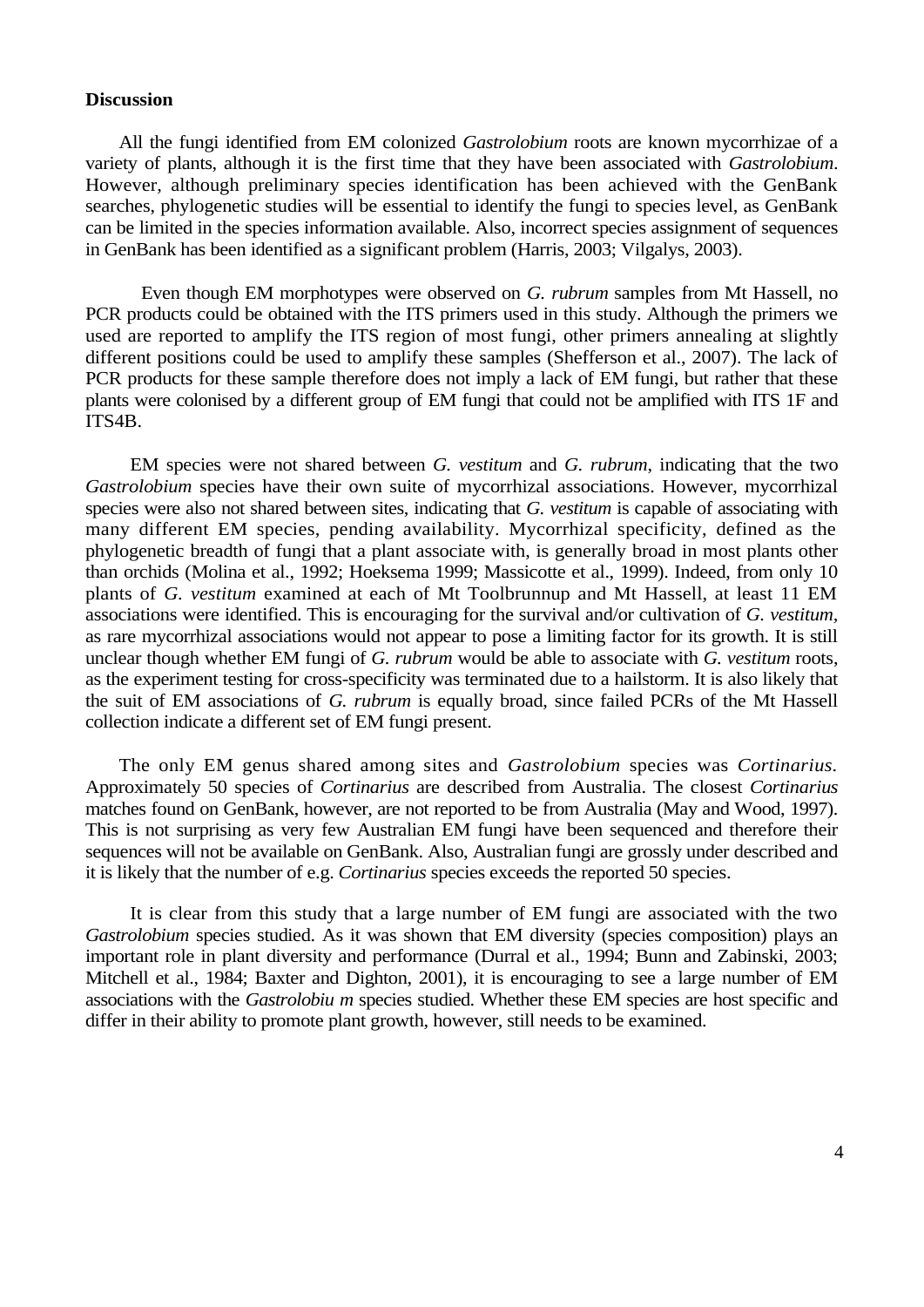**Discussion**

All the fungi identified from EM colonized *Gastrolobium* roots are known mycorrhizae of a variety of plants, although it is the first time that they have been associated with *Gastrolobium*. However, although preliminary species identification has been achieved with the GenBank searches, phylogenetic studies will be essential to identify the fungi to species level, as GenBank can be limited in the species information available. Also, incorrect species assignment of sequences in GenBank has been identified as a significant problem (Harris, 2003; Vilgalys, 2003).

Even though EM morphotypes were observed on *G. rubrum* samples from Mt Hassell, no PCR products could be obtained with the ITS primers used in this study. Although the primers we used are reported to amplify the ITS region of most fungi, other primers annealing at slightly different positions could be used to amplify these samples (Shefferson et al., 2007). The lack of PCR products for these sample therefore does not imply a lack of EM fungi, but rather that these plants were colonised by a different group of EM fungi that could not be amplified with ITS 1F and ITS4B.

EM species were not shared between *G. vestitum* and *G. rubrum*, indicating that the two *Gastrolobium* species have their own suite of mycorrhizal associations. However, mycorrhizal species were also not shared between sites, indicating that *G. vestitum* is capable of associating with many different EM species, pending availability. Mycorrhizal specificity, defined as the phylogenetic breadth of fungi that a plant associate with, is generally broad in most plants other than orchids (Molina et al., 1992; Hoeksema 1999; Massicotte et al., 1999). Indeed, from only 10 plants of *G. vestitum* examined at each of Mt Toolbrunnup and Mt Hassell, at least 11 EM associations were identified. This is encouraging for the survival and/or cultivation of *G. vestitum*, as rare mycorrhizal associations would not appear to pose a limiting factor for its growth. It is still unclear though whether EM fungi of *G. rubrum* would be able to associate with *G. vestitum* roots, as the experiment testing for cross-specificity was terminated due to a hailstorm. It is also likely that the suit of EM associations of *G. rubrum* is equally broad, since failed PCRs of the Mt Hassell collection indicate a different set of EM fungi present.

The only EM genus shared among sites and *Gastrolobium* species was *Cortinarius*. Approximately 50 species of *Cortinarius* are described from Australia. The closest *Cortinarius* matches found on GenBank, however, are not reported to be from Australia (May and Wood, 1997). This is not surprising as very few Australian EM fungi have been sequenced and therefore their sequences will not be available on GenBank. Also, Australian fungi are grossly under described and it is likely that the number of e.g. *Cortinarius* species exceeds the reported 50 species.

It is clear from this study that a large number of EM fungi are associated with the two *Gastrolobium* species studied. As it was shown that EM diversity (species composition) plays an important role in plant diversity and performance (Durral et al., 1994; Bunn and Zabinski, 2003; Mitchell et al., 1984; Baxter and Dighton, 2001), it is encouraging to see a large number of EM associations with the *Gastrolobiu m* species studied. Whether these EM species are host specific and differ in their ability to promote plant growth, however, still needs to be examined.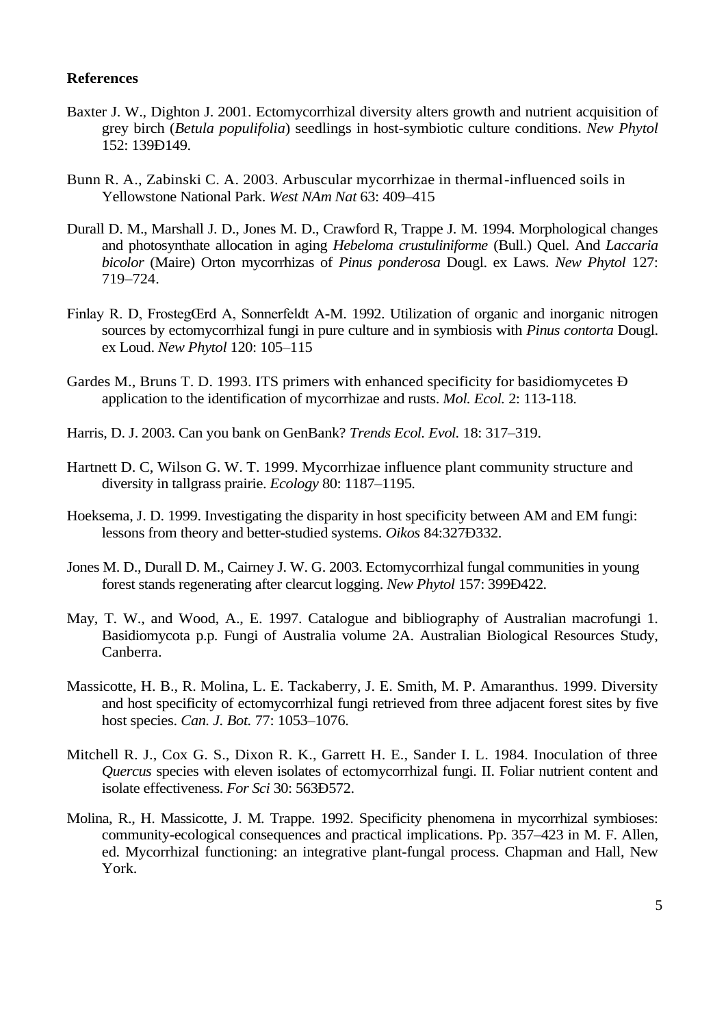**References**

Baxter J. W., Dighton J. 2001. Ectomycorrhizal diversity alters growth and nutrient acquisition of grey birch (*Betula populifolia*) seedlings in host-symbiotic culture conditions. *New Phytol* 152: 139Ð149.

Bunn R. A., Zabinski C. A. 2003. Arbuscular mycorrhizae in thermal-influenced soils in Yellowstone National Park. *West NAm Nat* 63: 409–415

Durall D. M., Marshall J. D., Jones M. D., Crawford R, Trappe J. M. 1994. Morphological changes and photosynthate allocation in aging *Hebeloma crustuliniforme* (Bull.) Quel. And *Laccaria bicolor* (Maire) Orton mycorrhizas of *Pinus ponderosa* Dougl. ex Laws. *New Phytol* 127: 719–724.

Finlay R. D, FrostegŒrd A, Sonnerfeldt A-M. 1992. Utilization of organic and inorganic nitrogen sources by ectomycorrhizal fungi in pure culture and in symbiosis with *Pinus contorta* Dougl. ex Loud. *New Phytol* 120: 105–115

Gardes M., Bruns T. D. 1993. ITS primers with enhanced specificity for basidiomycetes Ð application to the identification of mycorrhizae and rusts. *Mol. Ecol.* 2: 113-118.

Harris, D. J. 2003. Can you bank on GenBank? *Trends Ecol. Evol.* 18: 317–319.

Hartnett D. C, Wilson G. W. T. 1999. Mycorrhizae influence plant community structure and diversity in tallgrass prairie. *Ecology* 80: 1187–1195.

Hoeksema, J. D. 1999. Investigating the disparity in host specificity between AM and EM fungi: lessons from theory and better-studied systems. *Oikos* 84:327Ð332.

Jones M. D., Durall D. M., Cairney J. W. G. 2003. Ectomycorrhizal fungal communities in young forest stands regenerating after clearcut logging. *New Phytol* 157: 399Ð422.

May, T. W., and Wood, A., E. 1997. Catalogue and bibliography of Australian macrofungi 1. Basidiomycota p.p. Fungi of Australia volume 2A. Australian Biological Resources Study, Canberra.

Massicotte, H. B., R. Molina, L. E. Tackaberry, J. E. Smith, M. P. Amaranthus. 1999. Diversity and host specificity of ectomycorrhizal fungi retrieved from three adjacent forest sites by five host species. *Can. J. Bot.* 77: 1053–1076.

Mitchell R. J., Cox G. S., Dixon R. K., Garrett H. E., Sander I. L. 1984. Inoculation of three *Quercus* species with eleven isolates of ectomycorrhizal fungi. II. Foliar nutrient content and isolate effectiveness. *For Sci* 30: 563Ð572.

Molina, R., H. Massicotte, J. M. Trappe. 1992. Specificity phenomena in mycorrhizal symbioses: community-ecological consequences and practical implications. Pp. 357–423 in M. F. Allen, ed. Mycorrhizal functioning: an integrative plant-fungal process. Chapman and Hall, New York.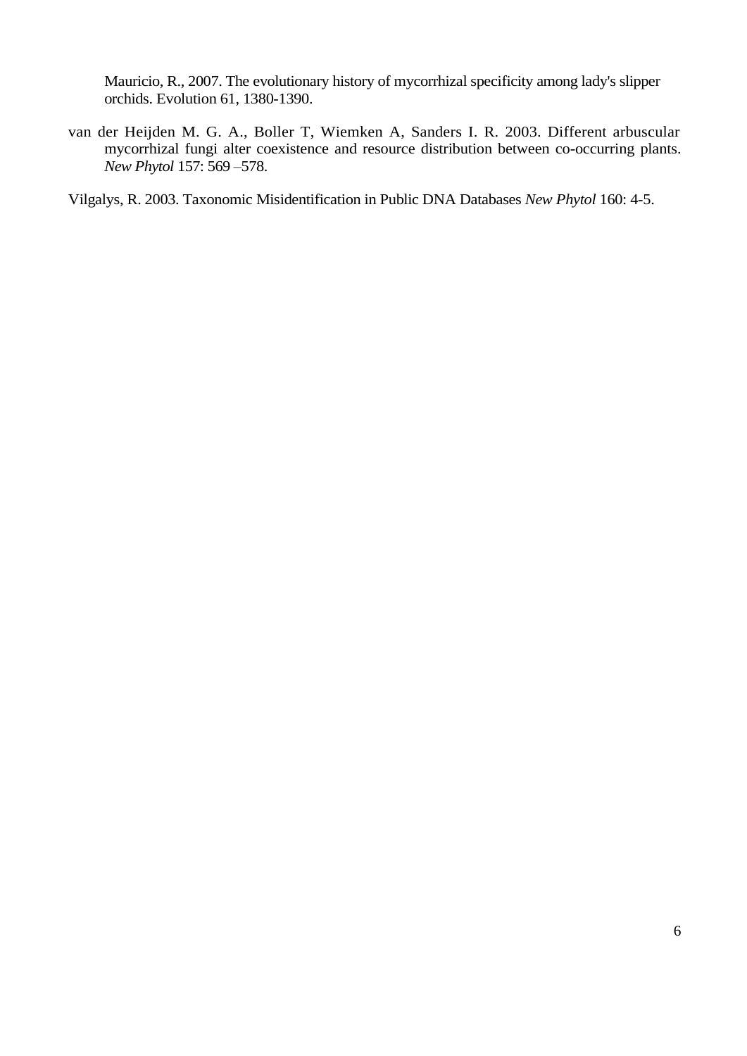Mauricio, R., 2007. The evolutionary history of mycorrhizal specificity among lady's slipper orchids. Evolution 61, 1380-1390.

van der Heijden M. G. A., Boller T, Wiemken A, Sanders I. R. 2003. Different arbuscular mycorrhizal fungi alter coexistence and resource distribution between co-occurring plants. *New Phytol* 157: 569 –578.

Vilgalys, R. 2003. Taxonomic Misidentification in Public DNA Databases *New Phytol* 160: 4-5.